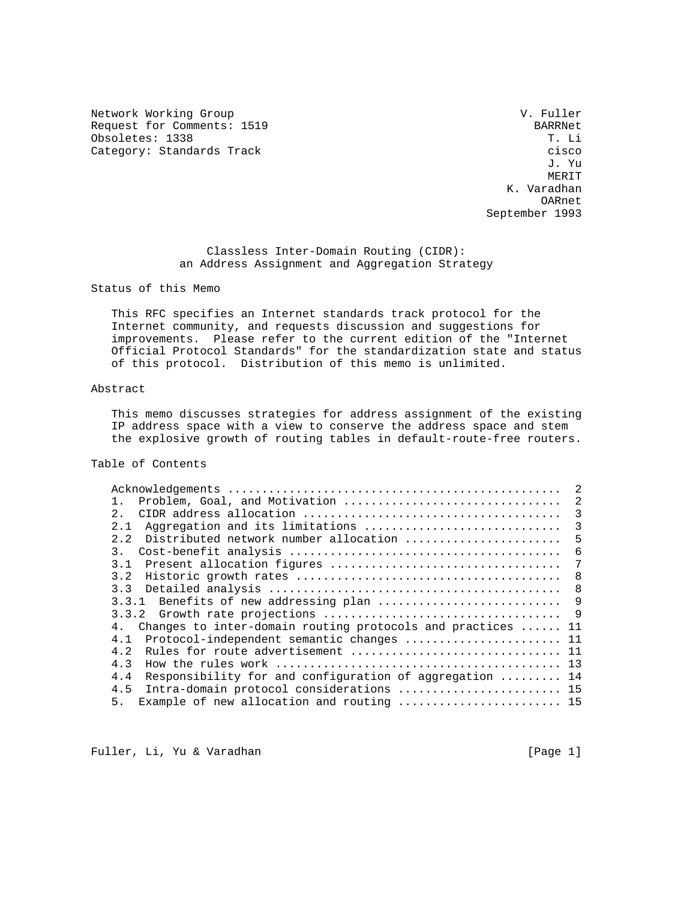Network Working Group                                          V. Fuller
Request for Comments: 1519                                       BARRNet
Obsoletes: 1338                                                    T. Li
Category: Standards Track                                          cisco
                                                                   J. Yu
                                                                   MERIT
                                                             K. Varadhan
                                                                  OARnet
                                                          September 1993

# Classless Inter-Domain Routing (CIDR): an Address Assignment and Aggregation Strategy

## Status of this Memo

This RFC specifies an Internet standards track protocol for the Internet community, and requests discussion and suggestions for improvements. Please refer to the current edition of the "Internet Official Protocol Standards" for the standardization state and status of this protocol. Distribution of this memo is unlimited.

## Abstract

This memo discusses strategies for address assignment of the existing IP address space with a view to conserve the address space and stem the explosive growth of routing tables in default-route-free routers.

## Table of Contents

```
Acknowledgements ................................................  2
1.  Problem, Goal, and Motivation ...............................  2
2.  CIDR address allocation .....................................  3
2.1  Aggregation and its limitations ............................  3
2.2  Distributed network number allocation ......................  5
3.  Cost-benefit analysis .......................................  6
3.1  Present allocation figures .................................  7
3.2  Historic growth rates ......................................  8
3.3  Detailed analysis ..........................................  8
3.3.1  Benefits of new addressing plan ..........................  9
3.3.2  Growth rate projections ..................................  9
4.  Changes to inter-domain routing protocols and practices ...... 11
4.1  Protocol-independent semantic changes ...................... 11
4.2  Rules for route advertisement .............................. 11
4.3  How the rules work ......................................... 13
4.4  Responsibility for and configuration of aggregation ......... 14
4.5  Intra-domain protocol considerations ....................... 15
5.  Example of new allocation and routing ....................... 15
```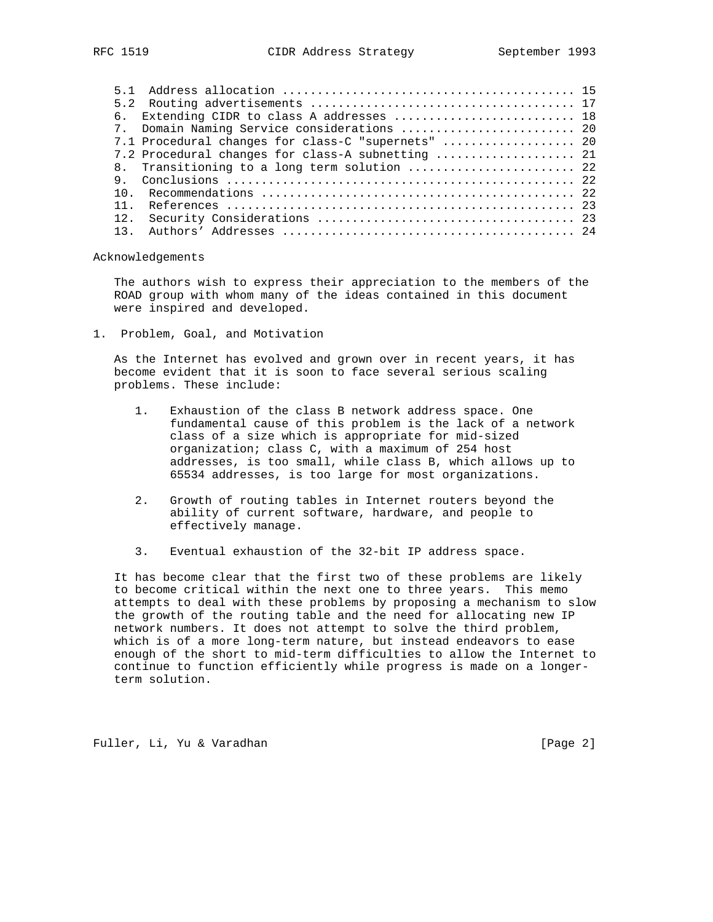- 5.1 Address allocation ......................................... 15
- 5.2 Routing advertisements ..................................... 17
- 6. Extending CIDR to class A addresses .......................... 18
- 7. Domain Naming Service considerations ......................... 20
- 7.1 Procedural changes for class-C "supernets" ................... 20
- 7.2 Procedural changes for class-A subnetting .................... 21
- 8. Transitioning to a long term solution ........................ 22
- 9. Conclusions .................................................. 22
- 10. Recommendations ............................................ 22
- 11. References ................................................. 23
- 12. Security Considerations .................................... 23
- 13. Authors' Addresses ......................................... 24

## Acknowledgements

The authors wish to express their appreciation to the members of the ROAD group with whom many of the ideas contained in this document were inspired and developed.

## 1. Problem, Goal, and Motivation

As the Internet has evolved and grown over in recent years, it has become evident that it is soon to face several serious scaling problems. These include:

1. Exhaustion of the class B network address space. One fundamental cause of this problem is the lack of a network class of a size which is appropriate for mid-sized organization; class C, with a maximum of 254 host addresses, is too small, while class B, which allows up to 65534 addresses, is too large for most organizations.

2. Growth of routing tables in Internet routers beyond the ability of current software, hardware, and people to effectively manage.

3. Eventual exhaustion of the 32-bit IP address space.

It has become clear that the first two of these problems are likely to become critical within the next one to three years. This memo attempts to deal with these problems by proposing a mechanism to slow the growth of the routing table and the need for allocating new IP network numbers. It does not attempt to solve the third problem, which is of a more long-term nature, but instead endeavors to ease enough of the short to mid-term difficulties to allow the Internet to continue to function efficiently while progress is made on a longer-term solution.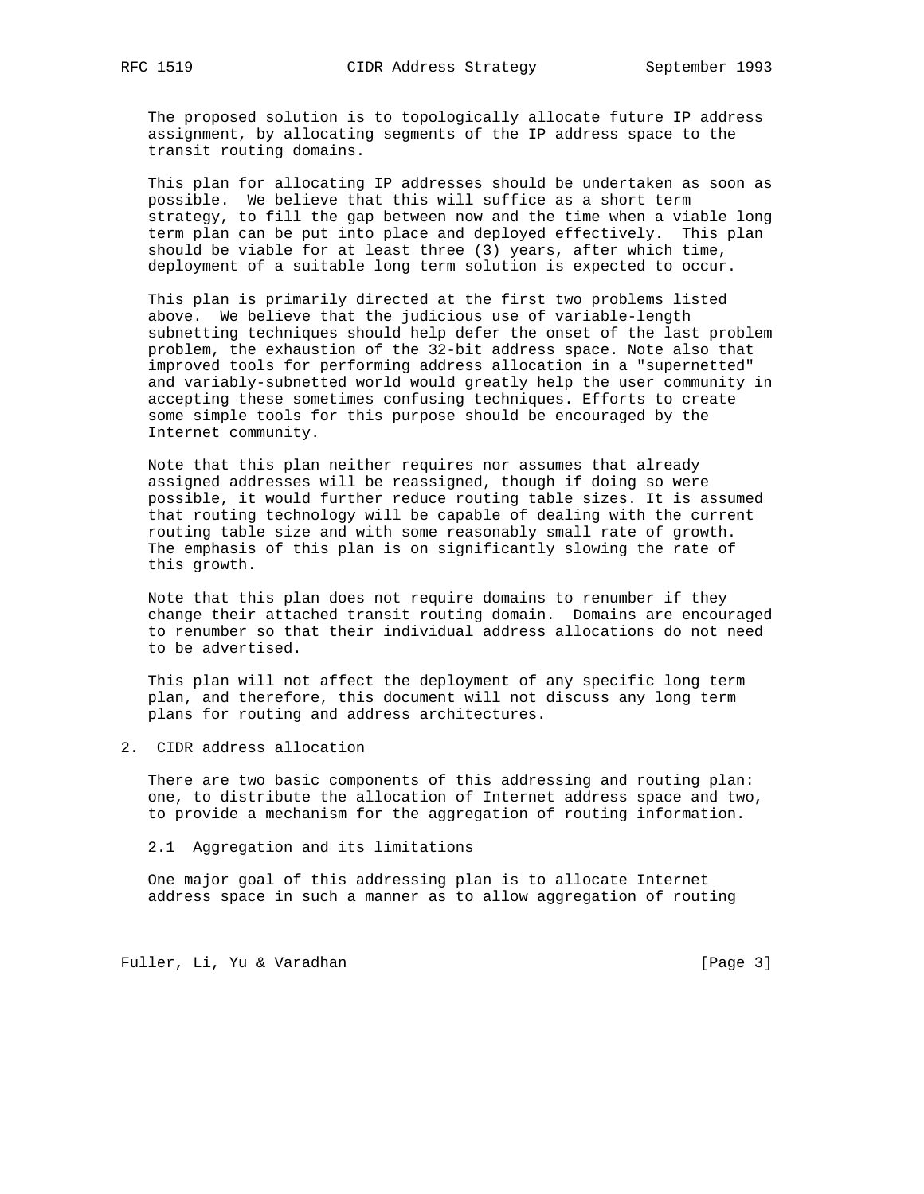The proposed solution is to topologically allocate future IP address assignment, by allocating segments of the IP address space to the transit routing domains.

This plan for allocating IP addresses should be undertaken as soon as possible. We believe that this will suffice as a short term strategy, to fill the gap between now and the time when a viable long term plan can be put into place and deployed effectively. This plan should be viable for at least three (3) years, after which time, deployment of a suitable long term solution is expected to occur.

This plan is primarily directed at the first two problems listed above. We believe that the judicious use of variable-length subnetting techniques should help defer the onset of the last problem problem, the exhaustion of the 32-bit address space. Note also that improved tools for performing address allocation in a "supernetted" and variably-subnetted world would greatly help the user community in accepting these sometimes confusing techniques. Efforts to create some simple tools for this purpose should be encouraged by the Internet community.

Note that this plan neither requires nor assumes that already assigned addresses will be reassigned, though if doing so were possible, it would further reduce routing table sizes. It is assumed that routing technology will be capable of dealing with the current routing table size and with some reasonably small rate of growth. The emphasis of this plan is on significantly slowing the rate of this growth.

Note that this plan does not require domains to renumber if they change their attached transit routing domain. Domains are encouraged to renumber so that their individual address allocations do not need to be advertised.

This plan will not affect the deployment of any specific long term plan, and therefore, this document will not discuss any long term plans for routing and address architectures.

## 2. CIDR address allocation

There are two basic components of this addressing and routing plan: one, to distribute the allocation of Internet address space and two, to provide a mechanism for the aggregation of routing information.

### 2.1 Aggregation and its limitations

One major goal of this addressing plan is to allocate Internet address space in such a manner as to allow aggregation of routing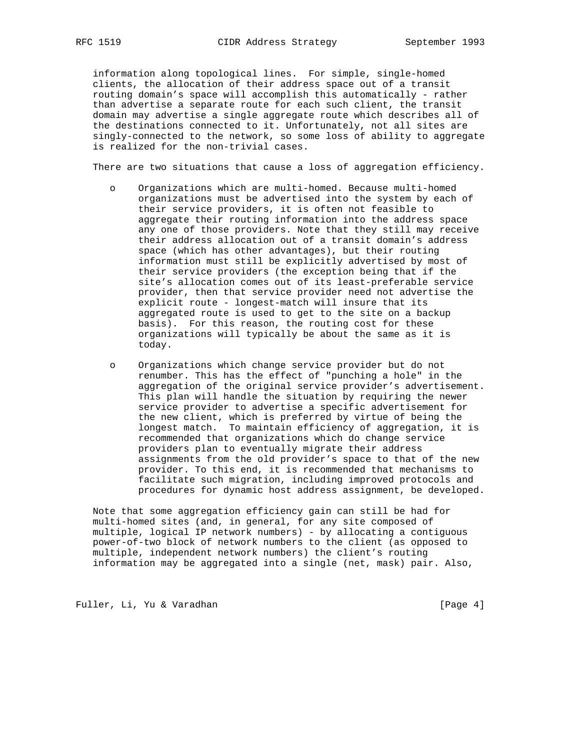information along topological lines. For simple, single-homed clients, the allocation of their address space out of a transit routing domain's space will accomplish this automatically - rather than advertise a separate route for each such client, the transit domain may advertise a single aggregate route which describes all of the destinations connected to it. Unfortunately, not all sites are singly-connected to the network, so some loss of ability to aggregate is realized for the non-trivial cases.

There are two situations that cause a loss of aggregation efficiency.

- Organizations which are multi-homed. Because multi-homed organizations must be advertised into the system by each of their service providers, it is often not feasible to aggregate their routing information into the address space any one of those providers. Note that they still may receive their address allocation out of a transit domain's address space (which has other advantages), but their routing information must still be explicitly advertised by most of their service providers (the exception being that if the site's allocation comes out of its least-preferable service provider, then that service provider need not advertise the explicit route - longest-match will insure that its aggregated route is used to get to the site on a backup basis). For this reason, the routing cost for these organizations will typically be about the same as it is today.

- Organizations which change service provider but do not renumber. This has the effect of "punching a hole" in the aggregation of the original service provider's advertisement. This plan will handle the situation by requiring the newer service provider to advertise a specific advertisement for the new client, which is preferred by virtue of being the longest match. To maintain efficiency of aggregation, it is recommended that organizations which do change service providers plan to eventually migrate their address assignments from the old provider's space to that of the new provider. To this end, it is recommended that mechanisms to facilitate such migration, including improved protocols and procedures for dynamic host address assignment, be developed.

Note that some aggregation efficiency gain can still be had for multi-homed sites (and, in general, for any site composed of multiple, logical IP network numbers) - by allocating a contiguous power-of-two block of network numbers to the client (as opposed to multiple, independent network numbers) the client's routing information may be aggregated into a single (net, mask) pair. Also,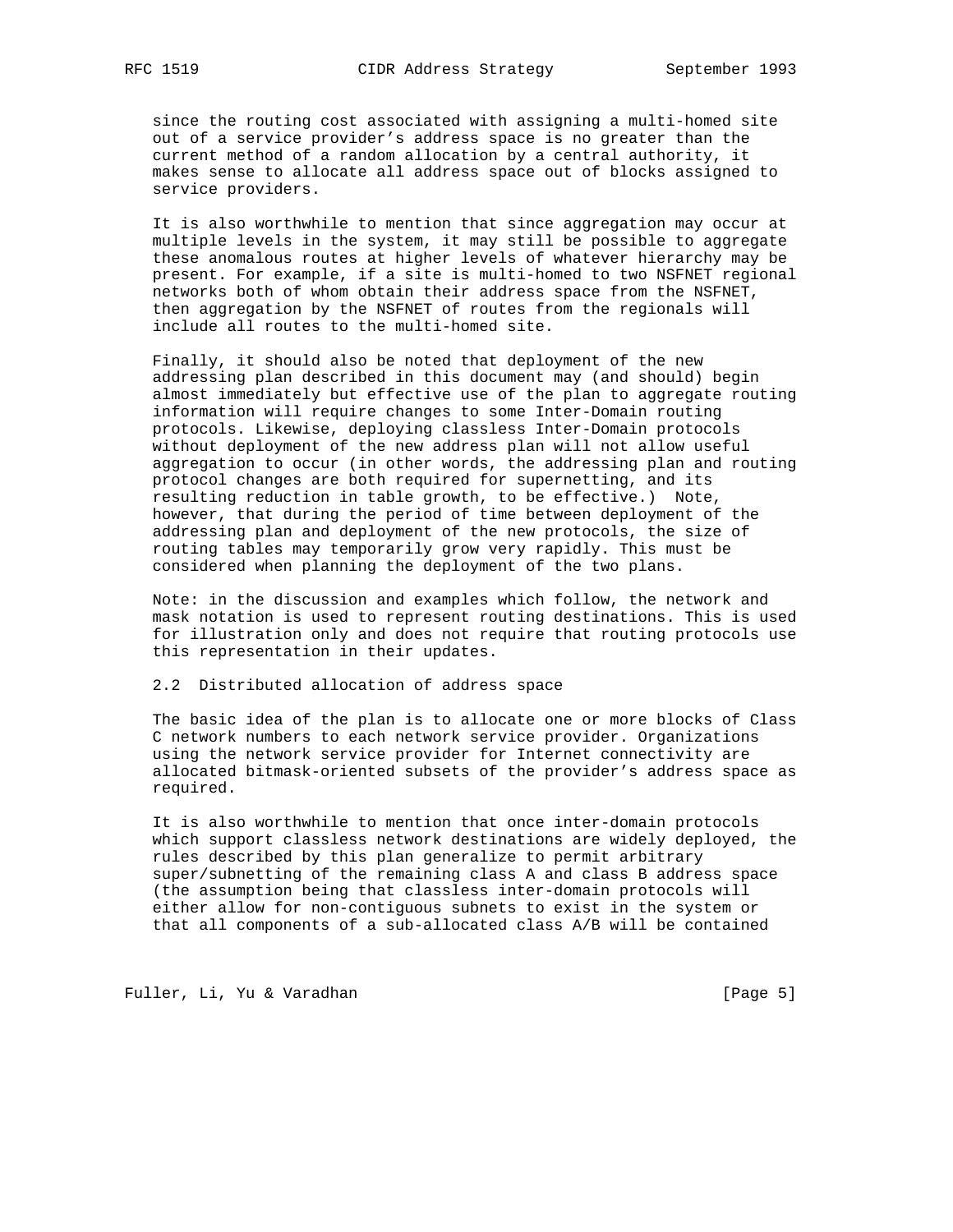since the routing cost associated with assigning a multi-homed site out of a service provider's address space is no greater than the current method of a random allocation by a central authority, it makes sense to allocate all address space out of blocks assigned to service providers.

It is also worthwhile to mention that since aggregation may occur at multiple levels in the system, it may still be possible to aggregate these anomalous routes at higher levels of whatever hierarchy may be present. For example, if a site is multi-homed to two NSFNET regional networks both of whom obtain their address space from the NSFNET, then aggregation by the NSFNET of routes from the regionals will include all routes to the multi-homed site.

Finally, it should also be noted that deployment of the new addressing plan described in this document may (and should) begin almost immediately but effective use of the plan to aggregate routing information will require changes to some Inter-Domain routing protocols. Likewise, deploying classless Inter-Domain protocols without deployment of the new address plan will not allow useful aggregation to occur (in other words, the addressing plan and routing protocol changes are both required for supernetting, and its resulting reduction in table growth, to be effective.) Note, however, that during the period of time between deployment of the addressing plan and deployment of the new protocols, the size of routing tables may temporarily grow very rapidly. This must be considered when planning the deployment of the two plans.

Note: in the discussion and examples which follow, the network and mask notation is used to represent routing destinations. This is used for illustration only and does not require that routing protocols use this representation in their updates.

## 2.2 Distributed allocation of address space

The basic idea of the plan is to allocate one or more blocks of Class C network numbers to each network service provider. Organizations using the network service provider for Internet connectivity are allocated bitmask-oriented subsets of the provider's address space as required.

It is also worthwhile to mention that once inter-domain protocols which support classless network destinations are widely deployed, the rules described by this plan generalize to permit arbitrary super/subnetting of the remaining class A and class B address space (the assumption being that classless inter-domain protocols will either allow for non-contiguous subnets to exist in the system or that all components of a sub-allocated class A/B will be contained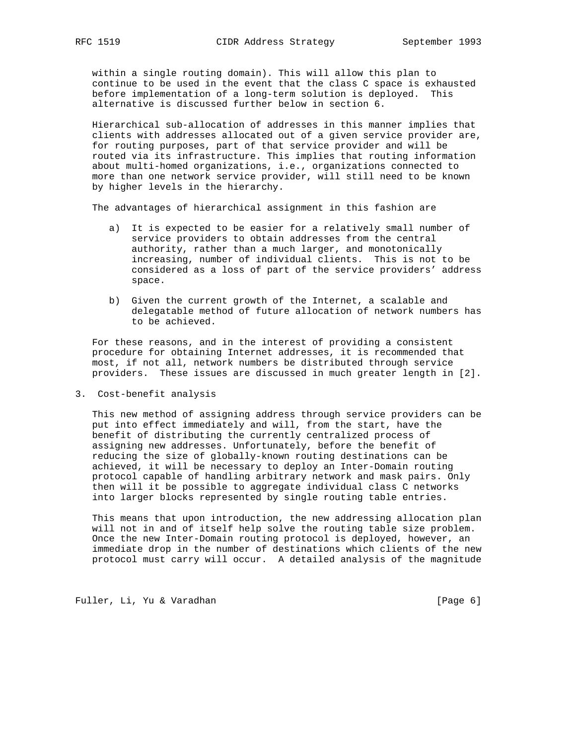within a single routing domain). This will allow this plan to continue to be used in the event that the class C space is exhausted before implementation of a long-term solution is deployed. This alternative is discussed further below in section 6.

Hierarchical sub-allocation of addresses in this manner implies that clients with addresses allocated out of a given service provider are, for routing purposes, part of that service provider and will be routed via its infrastructure. This implies that routing information about multi-homed organizations, i.e., organizations connected to more than one network service provider, will still need to be known by higher levels in the hierarchy.

The advantages of hierarchical assignment in this fashion are

a) It is expected to be easier for a relatively small number of service providers to obtain addresses from the central authority, rather than a much larger, and monotonically increasing, number of individual clients. This is not to be considered as a loss of part of the service providers' address space.

b) Given the current growth of the Internet, a scalable and delegatable method of future allocation of network numbers has to be achieved.

For these reasons, and in the interest of providing a consistent procedure for obtaining Internet addresses, it is recommended that most, if not all, network numbers be distributed through service providers. These issues are discussed in much greater length in [2].

## 3. Cost-benefit analysis

This new method of assigning address through service providers can be put into effect immediately and will, from the start, have the benefit of distributing the currently centralized process of assigning new addresses. Unfortunately, before the benefit of reducing the size of globally-known routing destinations can be achieved, it will be necessary to deploy an Inter-Domain routing protocol capable of handling arbitrary network and mask pairs. Only then will it be possible to aggregate individual class C networks into larger blocks represented by single routing table entries.

This means that upon introduction, the new addressing allocation plan will not in and of itself help solve the routing table size problem. Once the new Inter-Domain routing protocol is deployed, however, an immediate drop in the number of destinations which clients of the new protocol must carry will occur. A detailed analysis of the magnitude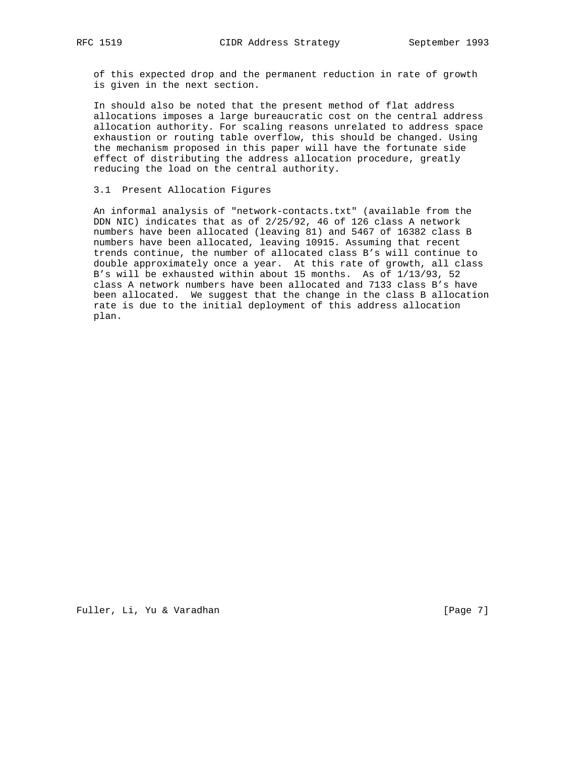of this expected drop and the permanent reduction in rate of growth is given in the next section.

In should also be noted that the present method of flat address allocations imposes a large bureaucratic cost on the central address allocation authority. For scaling reasons unrelated to address space exhaustion or routing table overflow, this should be changed. Using the mechanism proposed in this paper will have the fortunate side effect of distributing the address allocation procedure, greatly reducing the load on the central authority.

### 3.1 Present Allocation Figures

An informal analysis of "network-contacts.txt" (available from the DDN NIC) indicates that as of 2/25/92, 46 of 126 class A network numbers have been allocated (leaving 81) and 5467 of 16382 class B numbers have been allocated, leaving 10915. Assuming that recent trends continue, the number of allocated class B's will continue to double approximately once a year. At this rate of growth, all class B's will be exhausted within about 15 months. As of 1/13/93, 52 class A network numbers have been allocated and 7133 class B's have been allocated. We suggest that the change in the class B allocation rate is due to the initial deployment of this address allocation plan.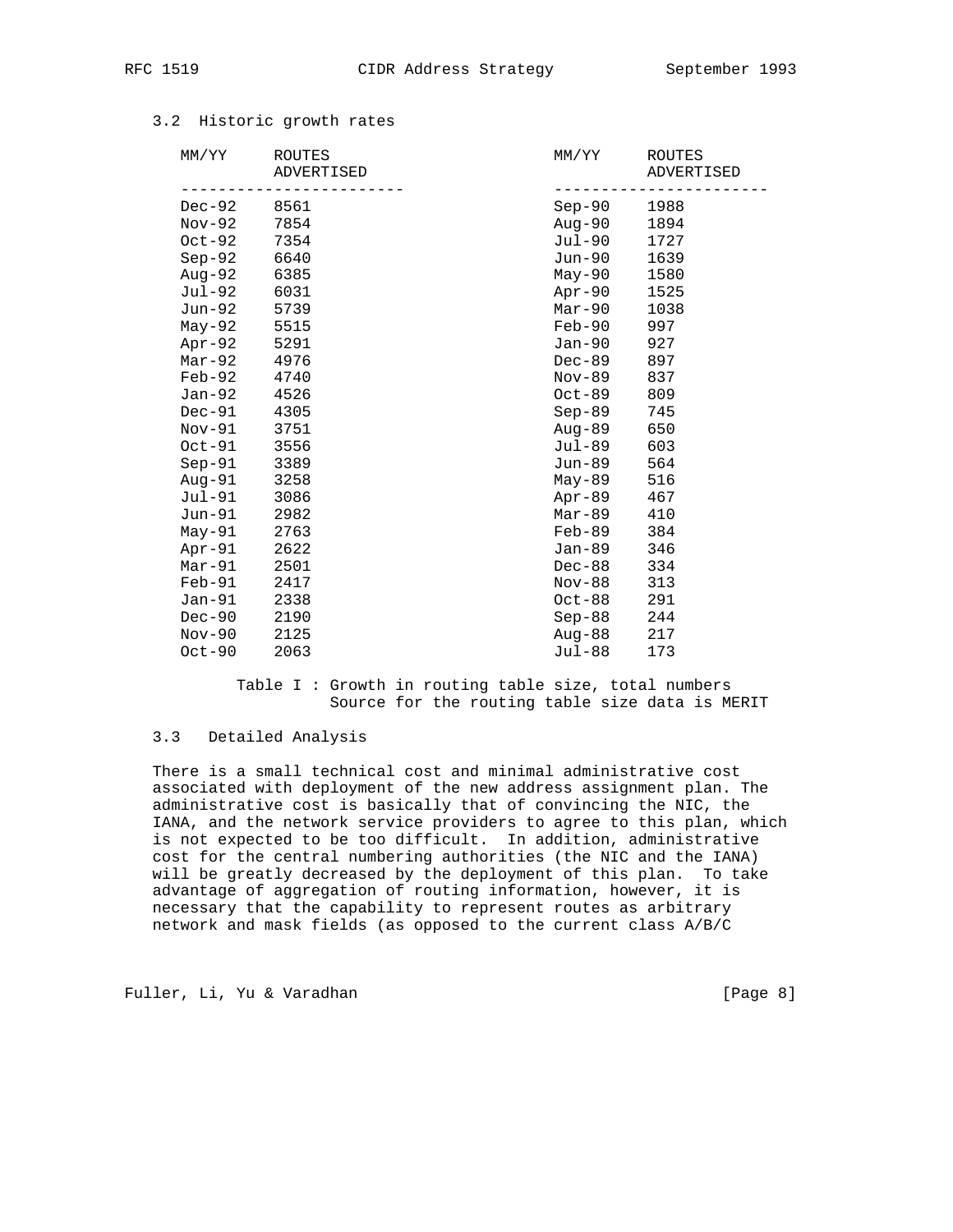### 3.2 Historic growth rates

| MM/YY | ROUTES ADVERTISED | MM/YY | ROUTES ADVERTISED |
|---|---|---|---|
| Dec-92 | 8561 | Sep-90 | 1988 |
| Nov-92 | 7854 | Aug-90 | 1894 |
| Oct-92 | 7354 | Jul-90 | 1727 |
| Sep-92 | 6640 | Jun-90 | 1639 |
| Aug-92 | 6385 | May-90 | 1580 |
| Jul-92 | 6031 | Apr-90 | 1525 |
| Jun-92 | 5739 | Mar-90 | 1038 |
| May-92 | 5515 | Feb-90 | 997 |
| Apr-92 | 5291 | Jan-90 | 927 |
| Mar-92 | 4976 | Dec-89 | 897 |
| Feb-92 | 4740 | Nov-89 | 837 |
| Jan-92 | 4526 | Oct-89 | 809 |
| Dec-91 | 4305 | Sep-89 | 745 |
| Nov-91 | 3751 | Aug-89 | 650 |
| Oct-91 | 3556 | Jul-89 | 603 |
| Sep-91 | 3389 | Jun-89 | 564 |
| Aug-91 | 3258 | May-89 | 516 |
| Jul-91 | 3086 | Apr-89 | 467 |
| Jun-91 | 2982 | Mar-89 | 410 |
| May-91 | 2763 | Feb-89 | 384 |
| Apr-91 | 2622 | Jan-89 | 346 |
| Mar-91 | 2501 | Dec-88 | 334 |
| Feb-91 | 2417 | Nov-88 | 313 |
| Jan-91 | 2338 | Oct-88 | 291 |
| Dec-90 | 2190 | Sep-88 | 244 |
| Nov-90 | 2125 | Aug-88 | 217 |
| Oct-90 | 2063 | Jul-88 | 173 |

Table I : Growth in routing table size, total numbers
Source for the routing table size data is MERIT

### 3.3 Detailed Analysis

There is a small technical cost and minimal administrative cost associated with deployment of the new address assignment plan. The administrative cost is basically that of convincing the NIC, the IANA, and the network service providers to agree to this plan, which is not expected to be too difficult. In addition, administrative cost for the central numbering authorities (the NIC and the IANA) will be greatly decreased by the deployment of this plan. To take advantage of aggregation of routing information, however, it is necessary that the capability to represent routes as arbitrary network and mask fields (as opposed to the current class A/B/C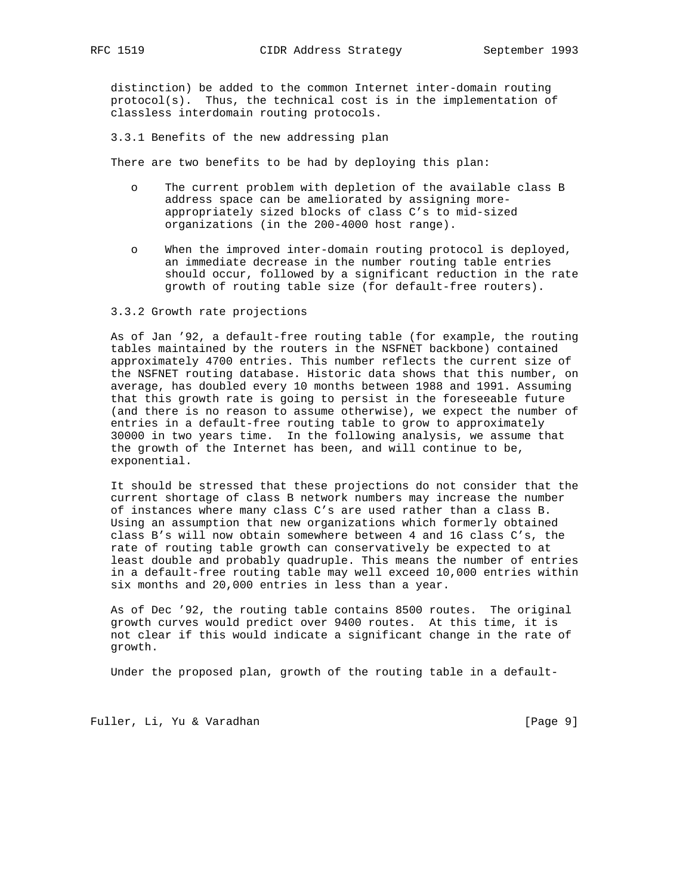distinction) be added to the common Internet inter-domain routing protocol(s). Thus, the technical cost is in the implementation of classless interdomain routing protocols.

### 3.3.1 Benefits of the new addressing plan

There are two benefits to be had by deploying this plan:

- The current problem with depletion of the available class B address space can be ameliorated by assigning more-appropriately sized blocks of class C's to mid-sized organizations (in the 200-4000 host range).

- When the improved inter-domain routing protocol is deployed, an immediate decrease in the number routing table entries should occur, followed by a significant reduction in the rate growth of routing table size (for default-free routers).

### 3.3.2 Growth rate projections

As of Jan '92, a default-free routing table (for example, the routing tables maintained by the routers in the NSFNET backbone) contained approximately 4700 entries. This number reflects the current size of the NSFNET routing database. Historic data shows that this number, on average, has doubled every 10 months between 1988 and 1991. Assuming that this growth rate is going to persist in the foreseeable future (and there is no reason to assume otherwise), we expect the number of entries in a default-free routing table to grow to approximately 30000 in two years time. In the following analysis, we assume that the growth of the Internet has been, and will continue to be, exponential.

It should be stressed that these projections do not consider that the current shortage of class B network numbers may increase the number of instances where many class C's are used rather than a class B. Using an assumption that new organizations which formerly obtained class B's will now obtain somewhere between 4 and 16 class C's, the rate of routing table growth can conservatively be expected to at least double and probably quadruple. This means the number of entries in a default-free routing table may well exceed 10,000 entries within six months and 20,000 entries in less than a year.

As of Dec '92, the routing table contains 8500 routes. The original growth curves would predict over 9400 routes. At this time, it is not clear if this would indicate a significant change in the rate of growth.

Under the proposed plan, growth of the routing table in a default-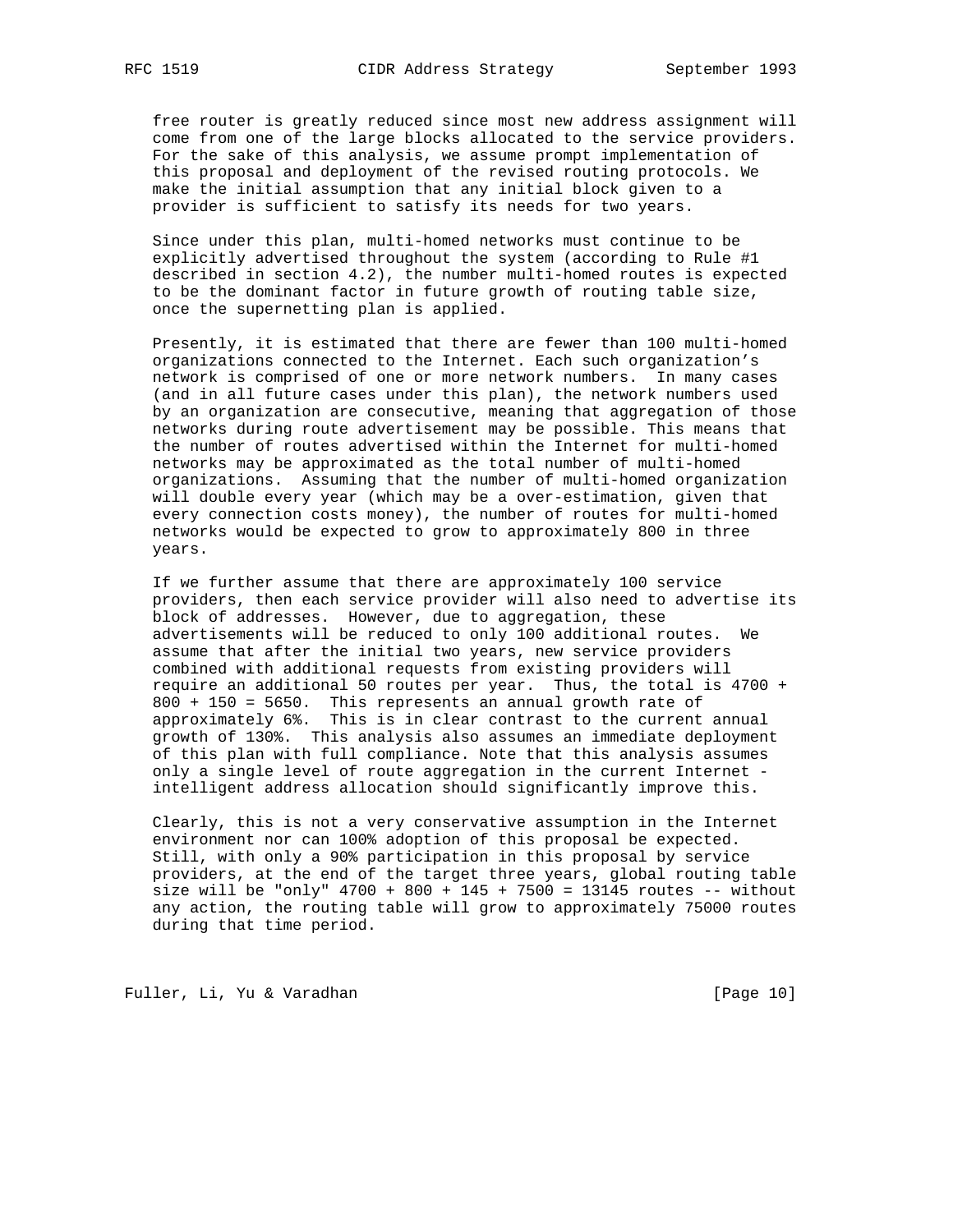free router is greatly reduced since most new address assignment will come from one of the large blocks allocated to the service providers. For the sake of this analysis, we assume prompt implementation of this proposal and deployment of the revised routing protocols. We make the initial assumption that any initial block given to a provider is sufficient to satisfy its needs for two years.

Since under this plan, multi-homed networks must continue to be explicitly advertised throughout the system (according to Rule #1 described in section 4.2), the number multi-homed routes is expected to be the dominant factor in future growth of routing table size, once the supernetting plan is applied.

Presently, it is estimated that there are fewer than 100 multi-homed organizations connected to the Internet. Each such organization's network is comprised of one or more network numbers. In many cases (and in all future cases under this plan), the network numbers used by an organization are consecutive, meaning that aggregation of those networks during route advertisement may be possible. This means that the number of routes advertised within the Internet for multi-homed networks may be approximated as the total number of multi-homed organizations. Assuming that the number of multi-homed organization will double every year (which may be a over-estimation, given that every connection costs money), the number of routes for multi-homed networks would be expected to grow to approximately 800 in three years.

If we further assume that there are approximately 100 service providers, then each service provider will also need to advertise its block of addresses. However, due to aggregation, these advertisements will be reduced to only 100 additional routes. We assume that after the initial two years, new service providers combined with additional requests from existing providers will require an additional 50 routes per year. Thus, the total is 4700 + 800 + 150 = 5650. This represents an annual growth rate of approximately 6%. This is in clear contrast to the current annual growth of 130%. This analysis also assumes an immediate deployment of this plan with full compliance. Note that this analysis assumes only a single level of route aggregation in the current Internet - intelligent address allocation should significantly improve this.

Clearly, this is not a very conservative assumption in the Internet environment nor can 100% adoption of this proposal be expected. Still, with only a 90% participation in this proposal by service providers, at the end of the target three years, global routing table size will be "only" 4700 + 800 + 145 + 7500 = 13145 routes -- without any action, the routing table will grow to approximately 75000 routes during that time period.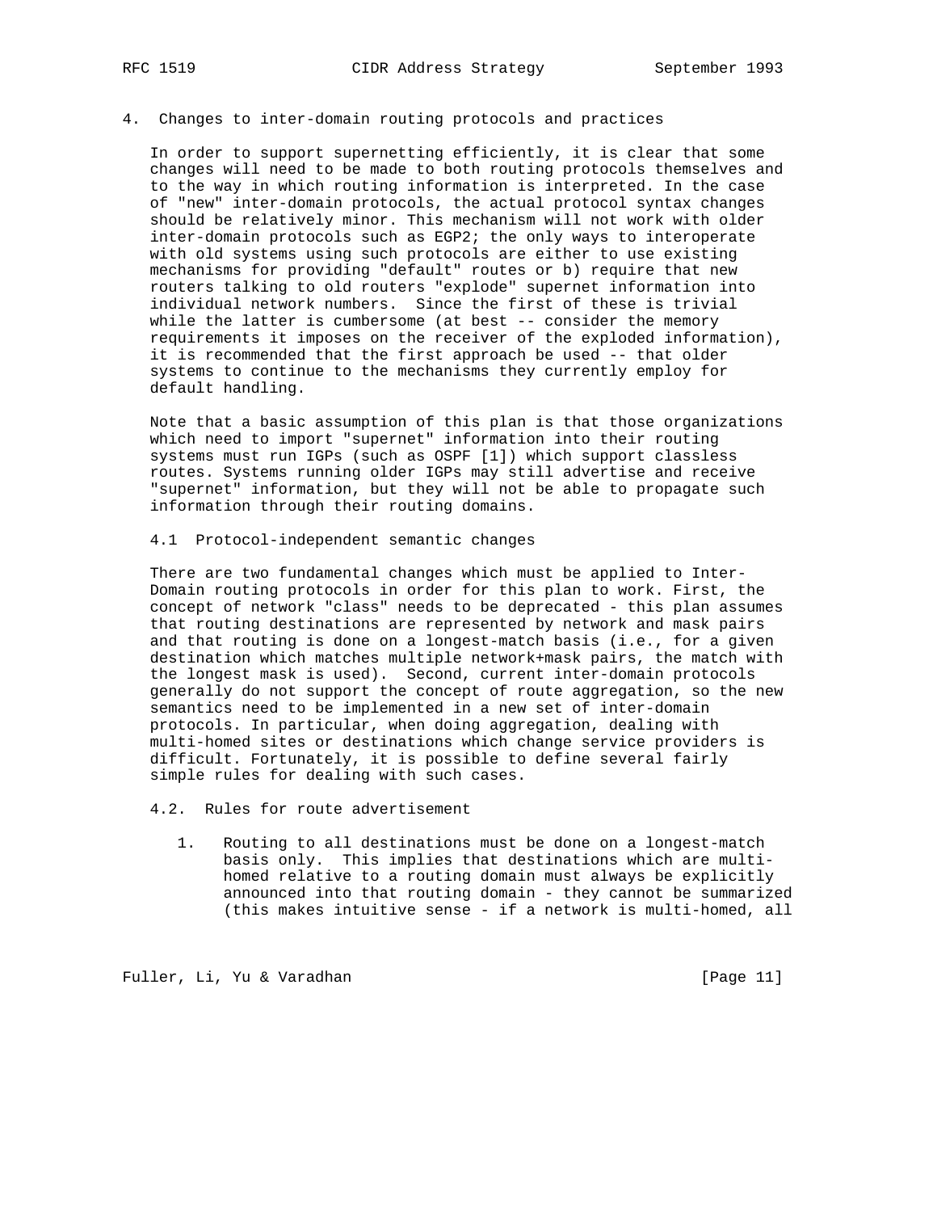## 4. Changes to inter-domain routing protocols and practices

In order to support supernetting efficiently, it is clear that some changes will need to be made to both routing protocols themselves and to the way in which routing information is interpreted. In the case of "new" inter-domain protocols, the actual protocol syntax changes should be relatively minor. This mechanism will not work with older inter-domain protocols such as EGP2; the only ways to interoperate with old systems using such protocols are either to use existing mechanisms for providing "default" routes or b) require that new routers talking to old routers "explode" supernet information into individual network numbers. Since the first of these is trivial while the latter is cumbersome (at best -- consider the memory requirements it imposes on the receiver of the exploded information), it is recommended that the first approach be used -- that older systems to continue to the mechanisms they currently employ for default handling.

Note that a basic assumption of this plan is that those organizations which need to import "supernet" information into their routing systems must run IGPs (such as OSPF [1]) which support classless routes. Systems running older IGPs may still advertise and receive "supernet" information, but they will not be able to propagate such information through their routing domains.

### 4.1 Protocol-independent semantic changes

There are two fundamental changes which must be applied to Inter-Domain routing protocols in order for this plan to work. First, the concept of network "class" needs to be deprecated - this plan assumes that routing destinations are represented by network and mask pairs and that routing is done on a longest-match basis (i.e., for a given destination which matches multiple network+mask pairs, the match with the longest mask is used). Second, current inter-domain protocols generally do not support the concept of route aggregation, so the new semantics need to be implemented in a new set of inter-domain protocols. In particular, when doing aggregation, dealing with multi-homed sites or destinations which change service providers is difficult. Fortunately, it is possible to define several fairly simple rules for dealing with such cases.

### 4.2. Rules for route advertisement

1. Routing to all destinations must be done on a longest-match basis only. This implies that destinations which are multi-homed relative to a routing domain must always be explicitly announced into that routing domain - they cannot be summarized (this makes intuitive sense - if a network is multi-homed, all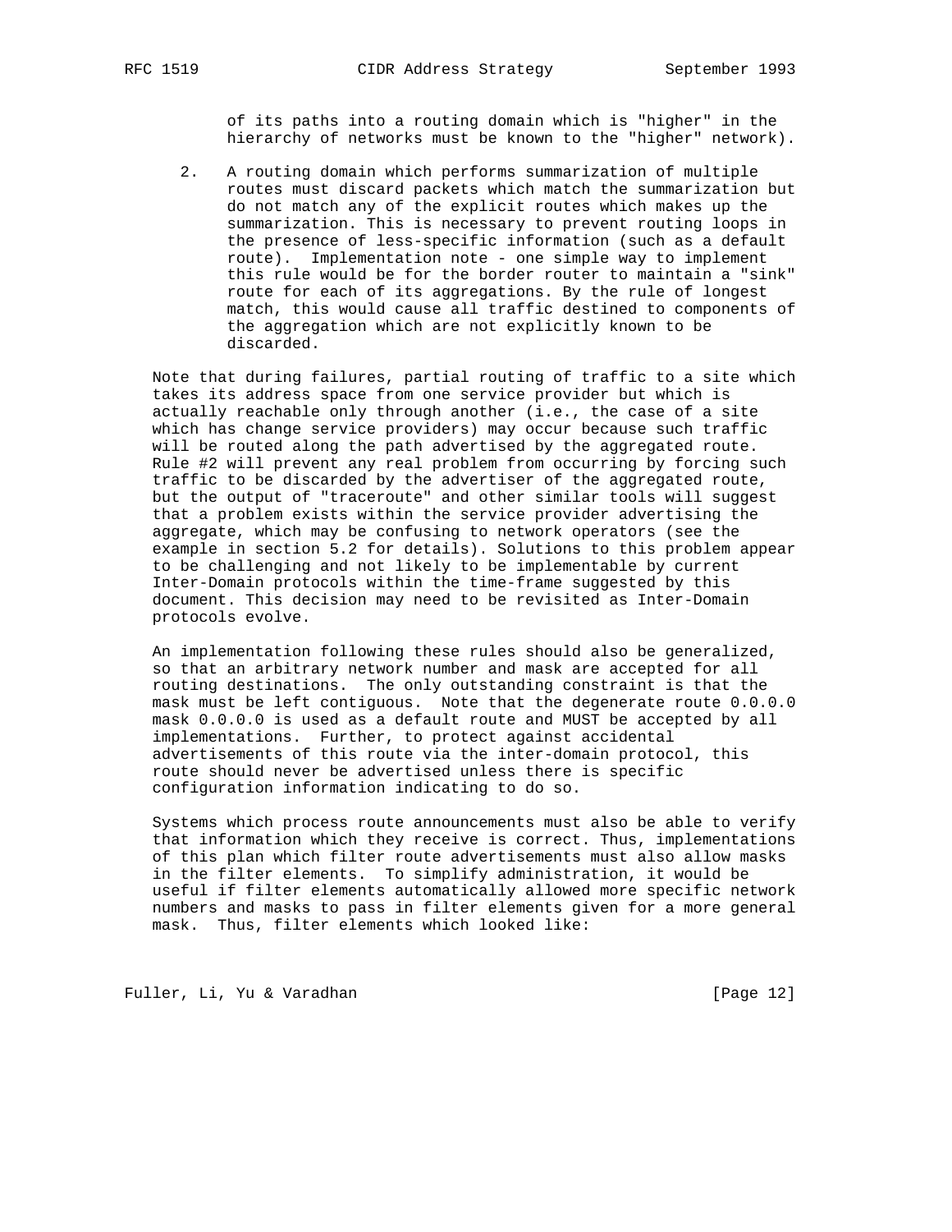of its paths into a routing domain which is "higher" in the hierarchy of networks must be known to the "higher" network).

2. A routing domain which performs summarization of multiple routes must discard packets which match the summarization but do not match any of the explicit routes which makes up the summarization. This is necessary to prevent routing loops in the presence of less-specific information (such as a default route). Implementation note - one simple way to implement this rule would be for the border router to maintain a "sink" route for each of its aggregations. By the rule of longest match, this would cause all traffic destined to components of the aggregation which are not explicitly known to be discarded.

Note that during failures, partial routing of traffic to a site which takes its address space from one service provider but which is actually reachable only through another (i.e., the case of a site which has change service providers) may occur because such traffic will be routed along the path advertised by the aggregated route. Rule #2 will prevent any real problem from occurring by forcing such traffic to be discarded by the advertiser of the aggregated route, but the output of "traceroute" and other similar tools will suggest that a problem exists within the service provider advertising the aggregate, which may be confusing to network operators (see the example in section 5.2 for details). Solutions to this problem appear to be challenging and not likely to be implementable by current Inter-Domain protocols within the time-frame suggested by this document. This decision may need to be revisited as Inter-Domain protocols evolve.

An implementation following these rules should also be generalized, so that an arbitrary network number and mask are accepted for all routing destinations. The only outstanding constraint is that the mask must be left contiguous. Note that the degenerate route 0.0.0.0 mask 0.0.0.0 is used as a default route and MUST be accepted by all implementations. Further, to protect against accidental advertisements of this route via the inter-domain protocol, this route should never be advertised unless there is specific configuration information indicating to do so.

Systems which process route announcements must also be able to verify that information which they receive is correct. Thus, implementations of this plan which filter route advertisements must also allow masks in the filter elements. To simplify administration, it would be useful if filter elements automatically allowed more specific network numbers and masks to pass in filter elements given for a more general mask. Thus, filter elements which looked like: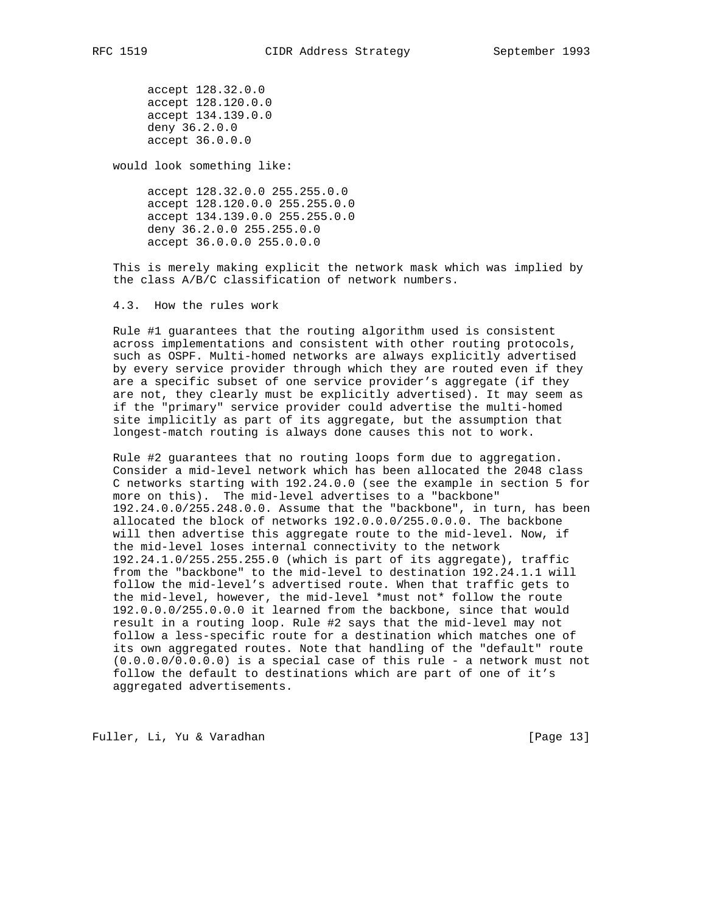```
accept 128.32.0.0
accept 128.120.0.0
accept 134.139.0.0
deny 36.2.0.0
accept 36.0.0.0
```

would look something like:

```
accept 128.32.0.0 255.255.0.0
accept 128.120.0.0 255.255.0.0
accept 134.139.0.0 255.255.0.0
deny 36.2.0.0 255.255.0.0
accept 36.0.0.0 255.0.0.0
```

This is merely making explicit the network mask which was implied by the class A/B/C classification of network numbers.

### 4.3. How the rules work

Rule #1 guarantees that the routing algorithm used is consistent across implementations and consistent with other routing protocols, such as OSPF. Multi-homed networks are always explicitly advertised by every service provider through which they are routed even if they are a specific subset of one service provider's aggregate (if they are not, they clearly must be explicitly advertised). It may seem as if the "primary" service provider could advertise the multi-homed site implicitly as part of its aggregate, but the assumption that longest-match routing is always done causes this not to work.

Rule #2 guarantees that no routing loops form due to aggregation. Consider a mid-level network which has been allocated the 2048 class C networks starting with 192.24.0.0 (see the example in section 5 for more on this). The mid-level advertises to a "backbone" 192.24.0.0/255.248.0.0. Assume that the "backbone", in turn, has been allocated the block of networks 192.0.0.0/255.0.0.0. The backbone will then advertise this aggregate route to the mid-level. Now, if the mid-level loses internal connectivity to the network 192.24.1.0/255.255.255.0 (which is part of its aggregate), traffic from the "backbone" to the mid-level to destination 192.24.1.1 will follow the mid-level's advertised route. When that traffic gets to the mid-level, however, the mid-level *must not* follow the route 192.0.0.0/255.0.0.0 it learned from the backbone, since that would result in a routing loop. Rule #2 says that the mid-level may not follow a less-specific route for a destination which matches one of its own aggregated routes. Note that handling of the "default" route (0.0.0.0/0.0.0.0) is a special case of this rule - a network must not follow the default to destinations which are part of one of it's aggregated advertisements.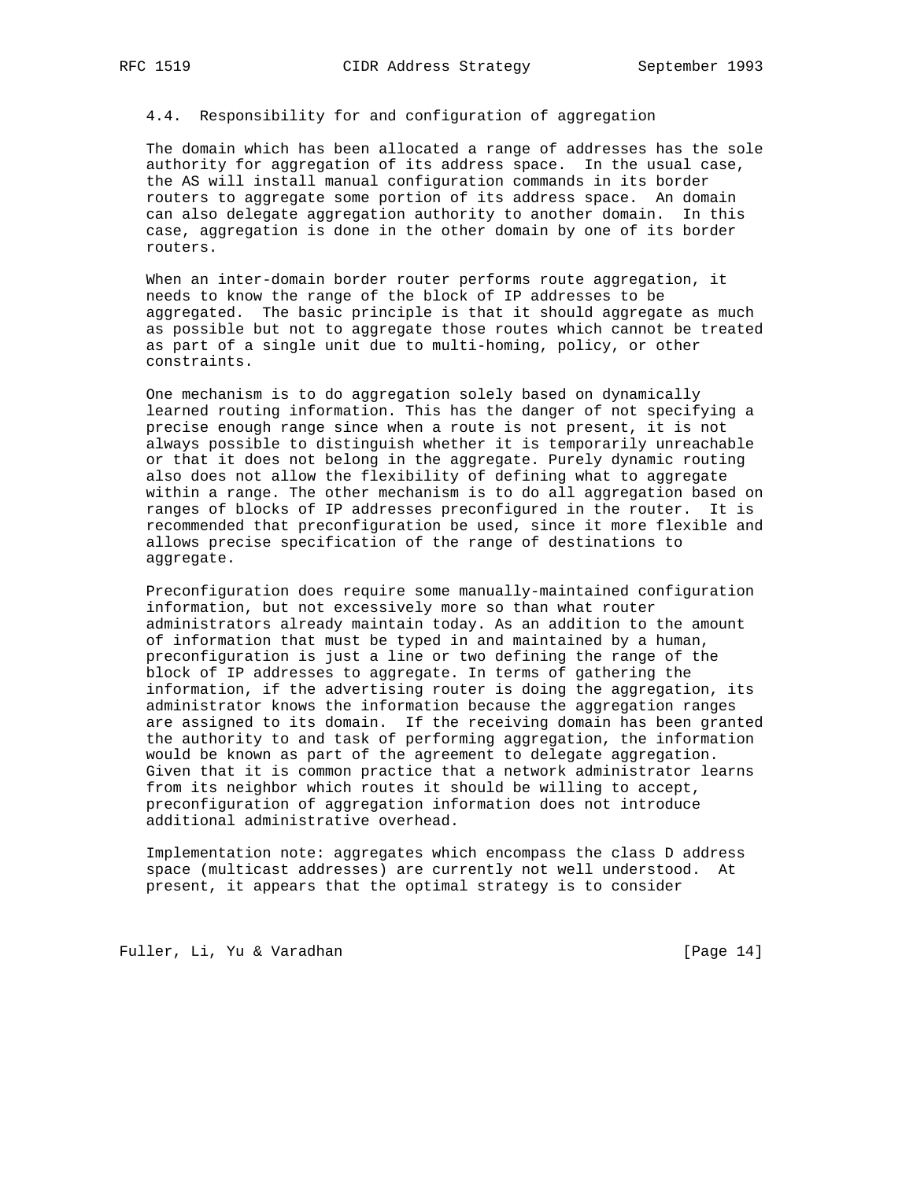### 4.4. Responsibility for and configuration of aggregation

The domain which has been allocated a range of addresses has the sole authority for aggregation of its address space. In the usual case, the AS will install manual configuration commands in its border routers to aggregate some portion of its address space. An domain can also delegate aggregation authority to another domain. In this case, aggregation is done in the other domain by one of its border routers.

When an inter-domain border router performs route aggregation, it needs to know the range of the block of IP addresses to be aggregated. The basic principle is that it should aggregate as much as possible but not to aggregate those routes which cannot be treated as part of a single unit due to multi-homing, policy, or other constraints.

One mechanism is to do aggregation solely based on dynamically learned routing information. This has the danger of not specifying a precise enough range since when a route is not present, it is not always possible to distinguish whether it is temporarily unreachable or that it does not belong in the aggregate. Purely dynamic routing also does not allow the flexibility of defining what to aggregate within a range. The other mechanism is to do all aggregation based on ranges of blocks of IP addresses preconfigured in the router. It is recommended that preconfiguration be used, since it more flexible and allows precise specification of the range of destinations to aggregate.

Preconfiguration does require some manually-maintained configuration information, but not excessively more so than what router administrators already maintain today. As an addition to the amount of information that must be typed in and maintained by a human, preconfiguration is just a line or two defining the range of the block of IP addresses to aggregate. In terms of gathering the information, if the advertising router is doing the aggregation, its administrator knows the information because the aggregation ranges are assigned to its domain. If the receiving domain has been granted the authority to and task of performing aggregation, the information would be known as part of the agreement to delegate aggregation. Given that it is common practice that a network administrator learns from its neighbor which routes it should be willing to accept, preconfiguration of aggregation information does not introduce additional administrative overhead.

Implementation note: aggregates which encompass the class D address space (multicast addresses) are currently not well understood. At present, it appears that the optimal strategy is to consider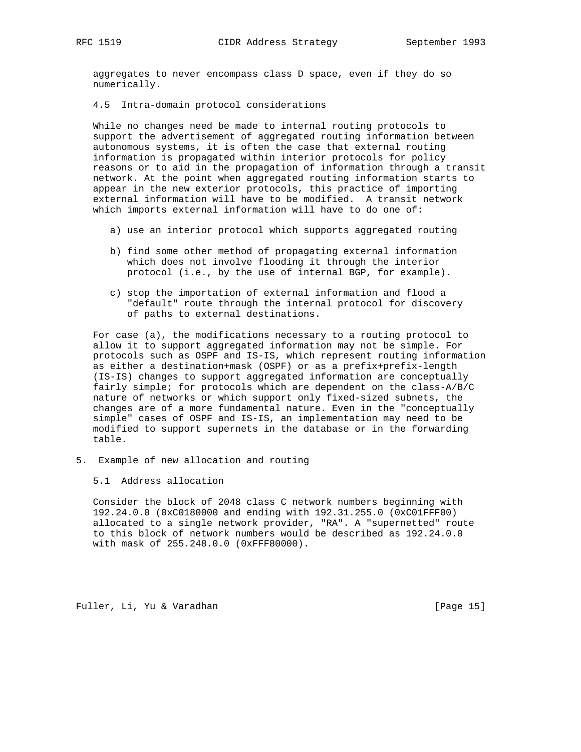aggregates to never encompass class D space, even if they do so numerically.

### 4.5 Intra-domain protocol considerations

While no changes need be made to internal routing protocols to support the advertisement of aggregated routing information between autonomous systems, it is often the case that external routing information is propagated within interior protocols for policy reasons or to aid in the propagation of information through a transit network. At the point when aggregated routing information starts to appear in the new exterior protocols, this practice of importing external information will have to be modified. A transit network which imports external information will have to do one of:

a) use an interior protocol which supports aggregated routing

b) find some other method of propagating external information which does not involve flooding it through the interior protocol (i.e., by the use of internal BGP, for example).

c) stop the importation of external information and flood a "default" route through the internal protocol for discovery of paths to external destinations.

For case (a), the modifications necessary to a routing protocol to allow it to support aggregated information may not be simple. For protocols such as OSPF and IS-IS, which represent routing information as either a destination+mask (OSPF) or as a prefix+prefix-length (IS-IS) changes to support aggregated information are conceptually fairly simple; for protocols which are dependent on the class-A/B/C nature of networks or which support only fixed-sized subnets, the changes are of a more fundamental nature. Even in the "conceptually simple" cases of OSPF and IS-IS, an implementation may need to be modified to support supernets in the database or in the forwarding table.

## 5. Example of new allocation and routing

### 5.1 Address allocation

Consider the block of 2048 class C network numbers beginning with 192.24.0.0 (0xC0180000 and ending with 192.31.255.0 (0xC01FFF00) allocated to a single network provider, "RA". A "supernetted" route to this block of network numbers would be described as 192.24.0.0 with mask of 255.248.0.0 (0xFFF80000).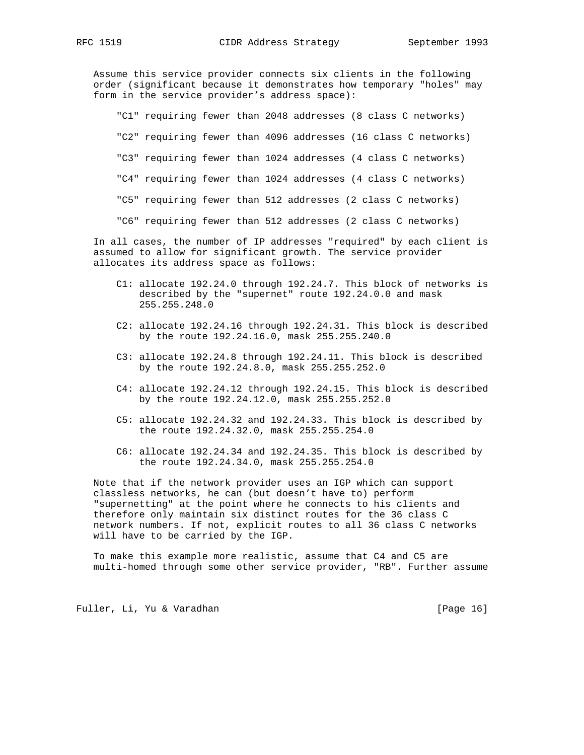Assume this service provider connects six clients in the following order (significant because it demonstrates how temporary "holes" may form in the service provider's address space):

"C1" requiring fewer than 2048 addresses (8 class C networks)

"C2" requiring fewer than 4096 addresses (16 class C networks)

"C3" requiring fewer than 1024 addresses (4 class C networks)

"C4" requiring fewer than 1024 addresses (4 class C networks)

"C5" requiring fewer than 512 addresses (2 class C networks)

"C6" requiring fewer than 512 addresses (2 class C networks)

In all cases, the number of IP addresses "required" by each client is assumed to allow for significant growth. The service provider allocates its address space as follows:

C1: allocate 192.24.0 through 192.24.7. This block of networks is described by the "supernet" route 192.24.0.0 and mask 255.255.248.0

C2: allocate 192.24.16 through 192.24.31. This block is described by the route 192.24.16.0, mask 255.255.240.0

C3: allocate 192.24.8 through 192.24.11. This block is described by the route 192.24.8.0, mask 255.255.252.0

C4: allocate 192.24.12 through 192.24.15. This block is described by the route 192.24.12.0, mask 255.255.252.0

C5: allocate 192.24.32 and 192.24.33. This block is described by the route 192.24.32.0, mask 255.255.254.0

C6: allocate 192.24.34 and 192.24.35. This block is described by the route 192.24.34.0, mask 255.255.254.0

Note that if the network provider uses an IGP which can support classless networks, he can (but doesn't have to) perform "supernetting" at the point where he connects to his clients and therefore only maintain six distinct routes for the 36 class C network numbers. If not, explicit routes to all 36 class C networks will have to be carried by the IGP.

To make this example more realistic, assume that C4 and C5 are multi-homed through some other service provider, "RB". Further assume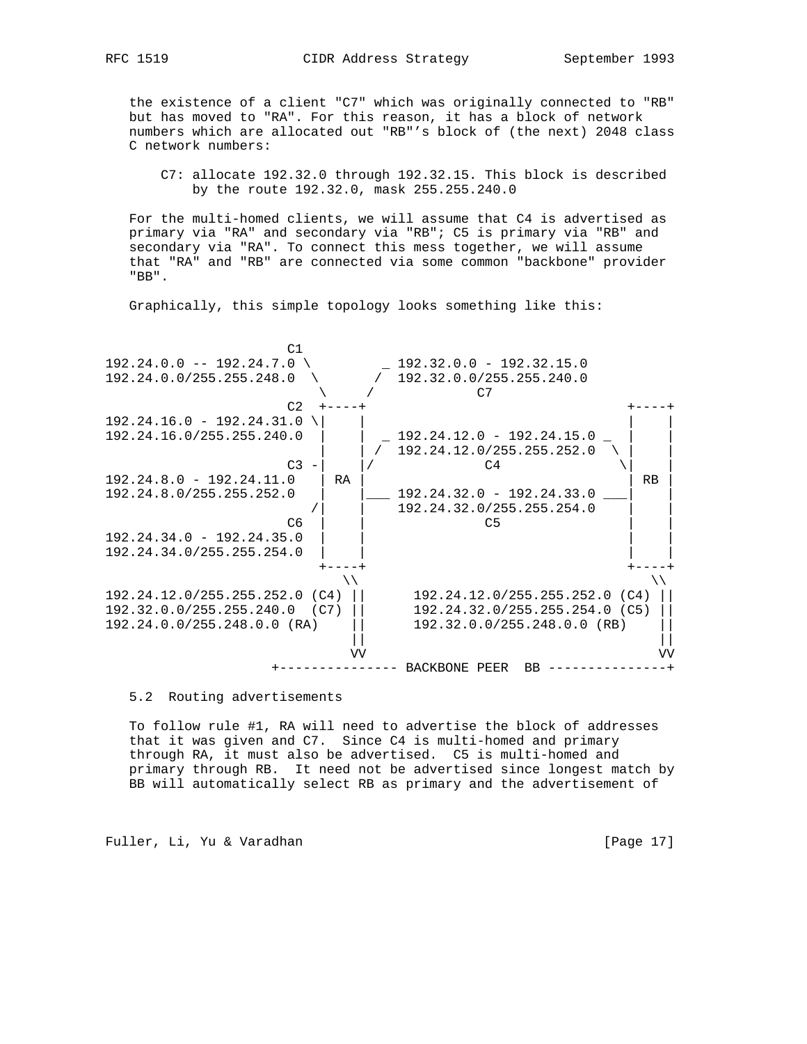the existence of a client "C7" which was originally connected to "RB" but has moved to "RA". For this reason, it has a block of network numbers which are allocated out "RB"'s block of (the next) 2048 class C network numbers:

    C7: allocate 192.32.0 through 192.32.15. This block is described
        by the route 192.32.0, mask 255.255.240.0

For the multi-homed clients, we will assume that C4 is advertised as primary via "RA" and secondary via "RB"; C5 is primary via "RB" and secondary via "RA". To connect this mess together, we will assume that "RA" and "RB" are connected via some common "backbone" provider "BB".

Graphically, this simple topology looks something like this:

```
                       C1
192.24.0.0 -- 192.24.7.0 \          _ 192.32.0.0 - 192.32.15.0
192.24.0.0/255.255.248.0  \        /  192.32.0.0/255.255.240.0
                      \     /             C7
                   C2  +----+                                +----+
192.24.16.0 - 192.24.31.0 \|    |                                |    |
192.24.16.0/255.255.240.0  |    |  _ 192.24.12.0 - 192.24.15.0 _  |    |
                           |    | /  192.24.12.0/255.255.252.0  \ |    |
                   C3 -|    |/             C4               \|    |
192.24.8.0 - 192.24.11.0   | RA |                                | RB |
192.24.8.0/255.255.252.0   |    |___ 192.24.32.0 - 192.24.33.0 ___|    |
                          /|    |    192.24.32.0/255.255.254.0    |    |
                   C6  |    |              C5                 |    |
192.24.34.0 - 192.24.35.0  |    |                                |    |
192.24.34.0/255.255.254.0  |    |                                |    |
                           +----+                                +----+
                             \\                                   \\
192.24.12.0/255.255.252.0 (C4) ||      192.24.12.0/255.255.252.0 (C4) ||
192.32.0.0/255.255.240.0  (C7) ||      192.24.32.0/255.255.254.0 (C5) ||
192.24.0.0/255.248.0.0 (RA)    ||      192.32.0.0/255.248.0.0 (RB)    ||
                               ||                                     ||
                               VV                                     VV
                     +--------------- BACKBONE PEER  BB ---------------+
```

5.2  Routing advertisements

To follow rule #1, RA will need to advertise the block of addresses that it was given and C7. Since C4 is multi-homed and primary through RA, it must also be advertised. C5 is multi-homed and primary through RB. It need not be advertised since longest match by BB will automatically select RB as primary and the advertisement of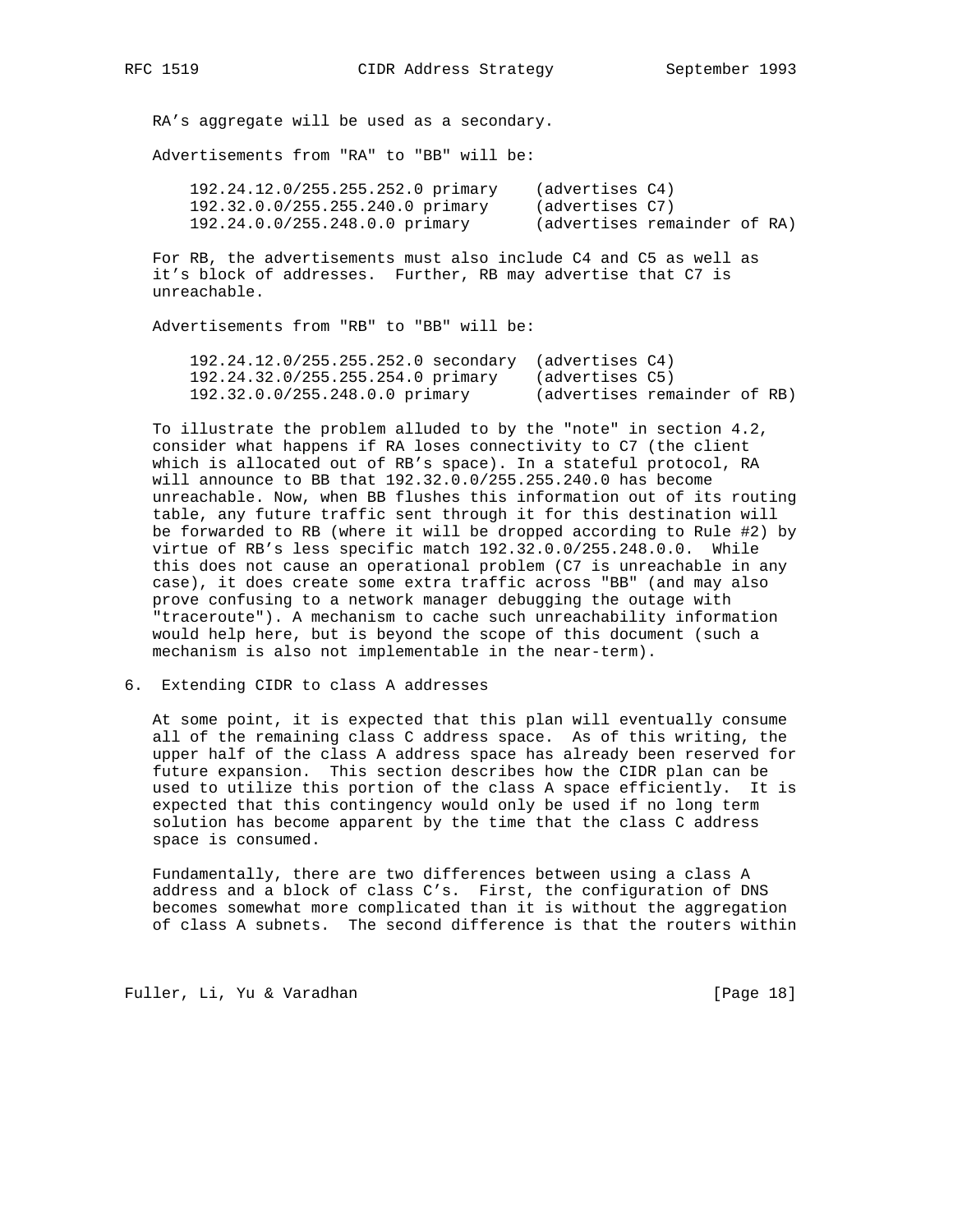RA's aggregate will be used as a secondary.

Advertisements from "RA" to "BB" will be:

```
192.24.12.0/255.255.252.0 primary    (advertises C4)
192.32.0.0/255.255.240.0 primary     (advertises C7)
192.24.0.0/255.248.0.0 primary       (advertises remainder of RA)
```

For RB, the advertisements must also include C4 and C5 as well as it's block of addresses. Further, RB may advertise that C7 is unreachable.

Advertisements from "RB" to "BB" will be:

```
192.24.12.0/255.255.252.0 secondary  (advertises C4)
192.24.32.0/255.255.254.0 primary    (advertises C5)
192.32.0.0/255.248.0.0 primary       (advertises remainder of RB)
```

To illustrate the problem alluded to by the "note" in section 4.2, consider what happens if RA loses connectivity to C7 (the client which is allocated out of RB's space). In a stateful protocol, RA will announce to BB that 192.32.0.0/255.255.240.0 has become unreachable. Now, when BB flushes this information out of its routing table, any future traffic sent through it for this destination will be forwarded to RB (where it will be dropped according to Rule #2) by virtue of RB's less specific match 192.32.0.0/255.248.0.0. While this does not cause an operational problem (C7 is unreachable in any case), it does create some extra traffic across "BB" (and may also prove confusing to a network manager debugging the outage with "traceroute"). A mechanism to cache such unreachability information would help here, but is beyond the scope of this document (such a mechanism is also not implementable in the near-term).

## 6. Extending CIDR to class A addresses

At some point, it is expected that this plan will eventually consume all of the remaining class C address space. As of this writing, the upper half of the class A address space has already been reserved for future expansion. This section describes how the CIDR plan can be used to utilize this portion of the class A space efficiently. It is expected that this contingency would only be used if no long term solution has become apparent by the time that the class C address space is consumed.

Fundamentally, there are two differences between using a class A address and a block of class C's. First, the configuration of DNS becomes somewhat more complicated than it is without the aggregation of class A subnets. The second difference is that the routers within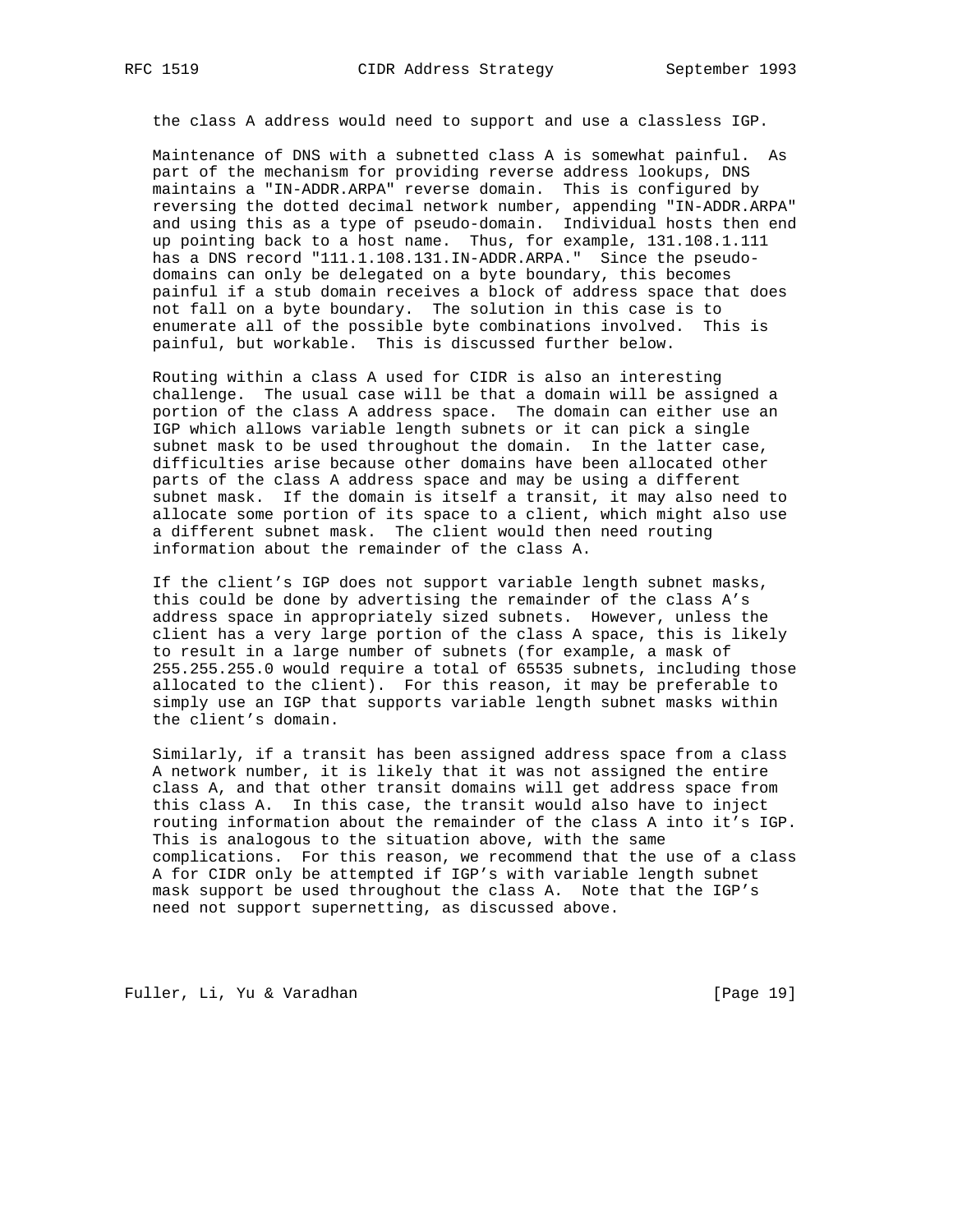the class A address would need to support and use a classless IGP.

Maintenance of DNS with a subnetted class A is somewhat painful. As part of the mechanism for providing reverse address lookups, DNS maintains a "IN-ADDR.ARPA" reverse domain. This is configured by reversing the dotted decimal network number, appending "IN-ADDR.ARPA" and using this as a type of pseudo-domain. Individual hosts then end up pointing back to a host name. Thus, for example, 131.108.1.111 has a DNS record "111.1.108.131.IN-ADDR.ARPA." Since the pseudo-domains can only be delegated on a byte boundary, this becomes painful if a stub domain receives a block of address space that does not fall on a byte boundary. The solution in this case is to enumerate all of the possible byte combinations involved. This is painful, but workable. This is discussed further below.

Routing within a class A used for CIDR is also an interesting challenge. The usual case will be that a domain will be assigned a portion of the class A address space. The domain can either use an IGP which allows variable length subnets or it can pick a single subnet mask to be used throughout the domain. In the latter case, difficulties arise because other domains have been allocated other parts of the class A address space and may be using a different subnet mask. If the domain is itself a transit, it may also need to allocate some portion of its space to a client, which might also use a different subnet mask. The client would then need routing information about the remainder of the class A.

If the client's IGP does not support variable length subnet masks, this could be done by advertising the remainder of the class A's address space in appropriately sized subnets. However, unless the client has a very large portion of the class A space, this is likely to result in a large number of subnets (for example, a mask of 255.255.255.0 would require a total of 65535 subnets, including those allocated to the client). For this reason, it may be preferable to simply use an IGP that supports variable length subnet masks within the client's domain.

Similarly, if a transit has been assigned address space from a class A network number, it is likely that it was not assigned the entire class A, and that other transit domains will get address space from this class A. In this case, the transit would also have to inject routing information about the remainder of the class A into it's IGP. This is analogous to the situation above, with the same complications. For this reason, we recommend that the use of a class A for CIDR only be attempted if IGP's with variable length subnet mask support be used throughout the class A. Note that the IGP's need not support supernetting, as discussed above.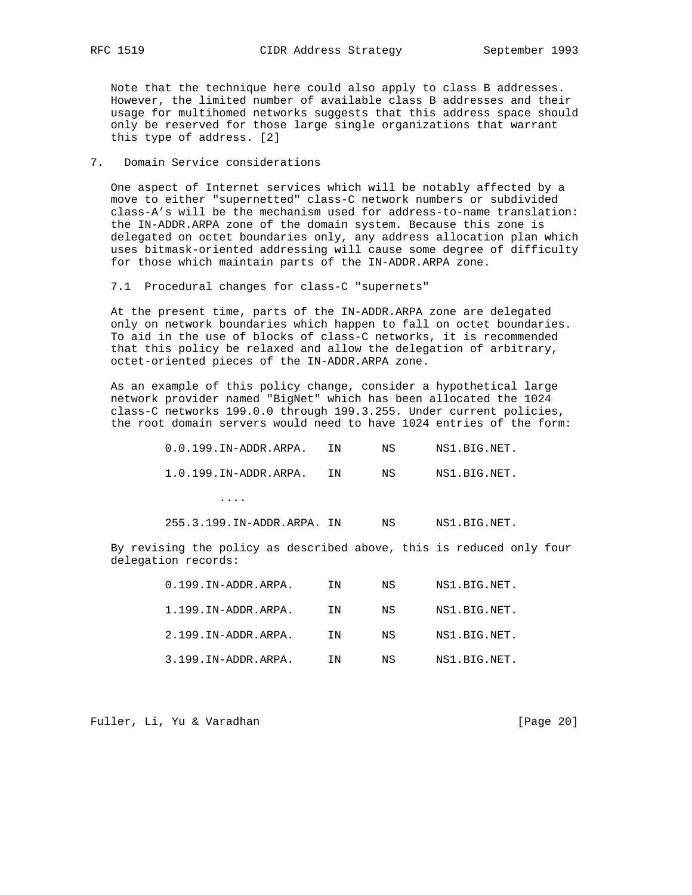Note that the technique here could also apply to class B addresses. However, the limited number of available class B addresses and their usage for multihomed networks suggests that this address space should only be reserved for those large single organizations that warrant this type of address. [2]

## 7. Domain Service considerations

One aspect of Internet services which will be notably affected by a move to either "supernetted" class-C network numbers or subdivided class-A's will be the mechanism used for address-to-name translation: the IN-ADDR.ARPA zone of the domain system. Because this zone is delegated on octet boundaries only, any address allocation plan which uses bitmask-oriented addressing will cause some degree of difficulty for those which maintain parts of the IN-ADDR.ARPA zone.

### 7.1 Procedural changes for class-C "supernets"

At the present time, parts of the IN-ADDR.ARPA zone are delegated only on network boundaries which happen to fall on octet boundaries. To aid in the use of blocks of class-C networks, it is recommended that this policy be relaxed and allow the delegation of arbitrary, octet-oriented pieces of the IN-ADDR.ARPA zone.

As an example of this policy change, consider a hypothetical large network provider named "BigNet" which has been allocated the 1024 class-C networks 199.0.0 through 199.3.255. Under current policies, the root domain servers would need to have 1024 entries of the form:

```
0.0.199.IN-ADDR.ARPA.   IN      NS      NS1.BIG.NET.

1.0.199.IN-ADDR.ARPA.   IN      NS      NS1.BIG.NET.

        ....

255.3.199.IN-ADDR.ARPA. IN      NS      NS1.BIG.NET.
```

By revising the policy as described above, this is reduced only four delegation records:

```
0.199.IN-ADDR.ARPA.     IN      NS      NS1.BIG.NET.

1.199.IN-ADDR.ARPA.     IN      NS      NS1.BIG.NET.

2.199.IN-ADDR.ARPA.     IN      NS      NS1.BIG.NET.

3.199.IN-ADDR.ARPA.     IN      NS      NS1.BIG.NET.
```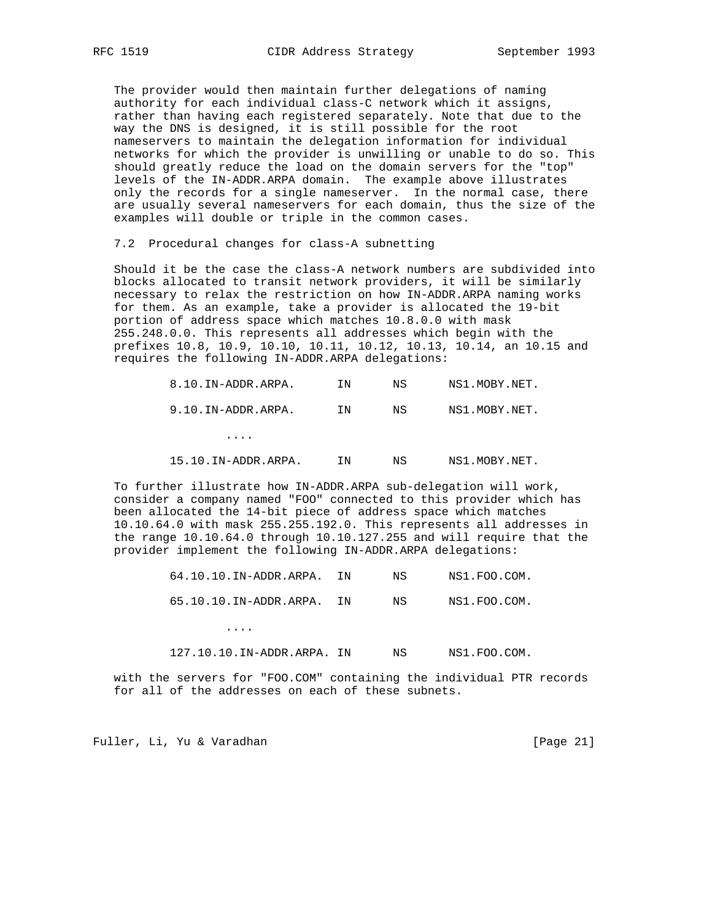The provider would then maintain further delegations of naming authority for each individual class-C network which it assigns, rather than having each registered separately. Note that due to the way the DNS is designed, it is still possible for the root nameservers to maintain the delegation information for individual networks for which the provider is unwilling or unable to do so. This should greatly reduce the load on the domain servers for the "top" levels of the IN-ADDR.ARPA domain. The example above illustrates only the records for a single nameserver. In the normal case, there are usually several nameservers for each domain, thus the size of the examples will double or triple in the common cases.

## 7.2 Procedural changes for class-A subnetting

Should it be the case the class-A network numbers are subdivided into blocks allocated to transit network providers, it will be similarly necessary to relax the restriction on how IN-ADDR.ARPA naming works for them. As an example, take a provider is allocated the 19-bit portion of address space which matches 10.8.0.0 with mask 255.248.0.0. This represents all addresses which begin with the prefixes 10.8, 10.9, 10.10, 10.11, 10.12, 10.13, 10.14, an 10.15 and requires the following IN-ADDR.ARPA delegations:

```
        8.10.IN-ADDR.ARPA.      IN      NS      NS1.MOBY.NET.

        9.10.IN-ADDR.ARPA.      IN      NS      NS1.MOBY.NET.

                ....

        15.10.IN-ADDR.ARPA.     IN      NS      NS1.MOBY.NET.
```

To further illustrate how IN-ADDR.ARPA sub-delegation will work, consider a company named "FOO" connected to this provider which has been allocated the 14-bit piece of address space which matches 10.10.64.0 with mask 255.255.192.0. This represents all addresses in the range 10.10.64.0 through 10.10.127.255 and will require that the provider implement the following IN-ADDR.ARPA delegations:

```
        64.10.10.IN-ADDR.ARPA.  IN      NS      NS1.FOO.COM.

        65.10.10.IN-ADDR.ARPA.  IN      NS      NS1.FOO.COM.

                ....

        127.10.10.IN-ADDR.ARPA. IN      NS      NS1.FOO.COM.
```

with the servers for "FOO.COM" containing the individual PTR records for all of the addresses on each of these subnets.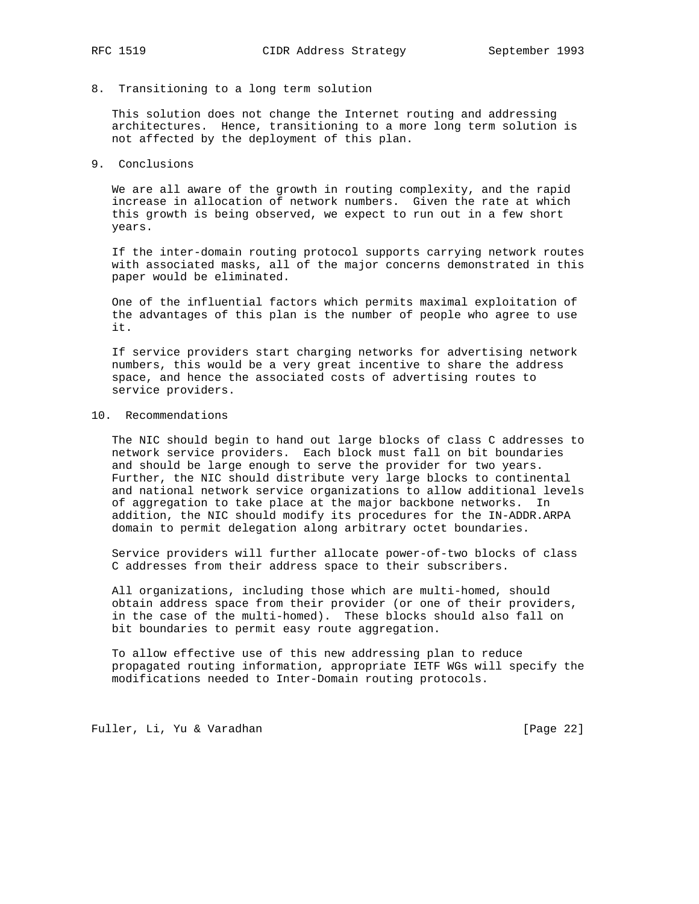## 8. Transitioning to a long term solution

This solution does not change the Internet routing and addressing architectures. Hence, transitioning to a more long term solution is not affected by the deployment of this plan.

## 9. Conclusions

We are all aware of the growth in routing complexity, and the rapid increase in allocation of network numbers. Given the rate at which this growth is being observed, we expect to run out in a few short years.

If the inter-domain routing protocol supports carrying network routes with associated masks, all of the major concerns demonstrated in this paper would be eliminated.

One of the influential factors which permits maximal exploitation of the advantages of this plan is the number of people who agree to use it.

If service providers start charging networks for advertising network numbers, this would be a very great incentive to share the address space, and hence the associated costs of advertising routes to service providers.

## 10. Recommendations

The NIC should begin to hand out large blocks of class C addresses to network service providers. Each block must fall on bit boundaries and should be large enough to serve the provider for two years. Further, the NIC should distribute very large blocks to continental and national network service organizations to allow additional levels of aggregation to take place at the major backbone networks. In addition, the NIC should modify its procedures for the IN-ADDR.ARPA domain to permit delegation along arbitrary octet boundaries.

Service providers will further allocate power-of-two blocks of class C addresses from their address space to their subscribers.

All organizations, including those which are multi-homed, should obtain address space from their provider (or one of their providers, in the case of the multi-homed). These blocks should also fall on bit boundaries to permit easy route aggregation.

To allow effective use of this new addressing plan to reduce propagated routing information, appropriate IETF WGs will specify the modifications needed to Inter-Domain routing protocols.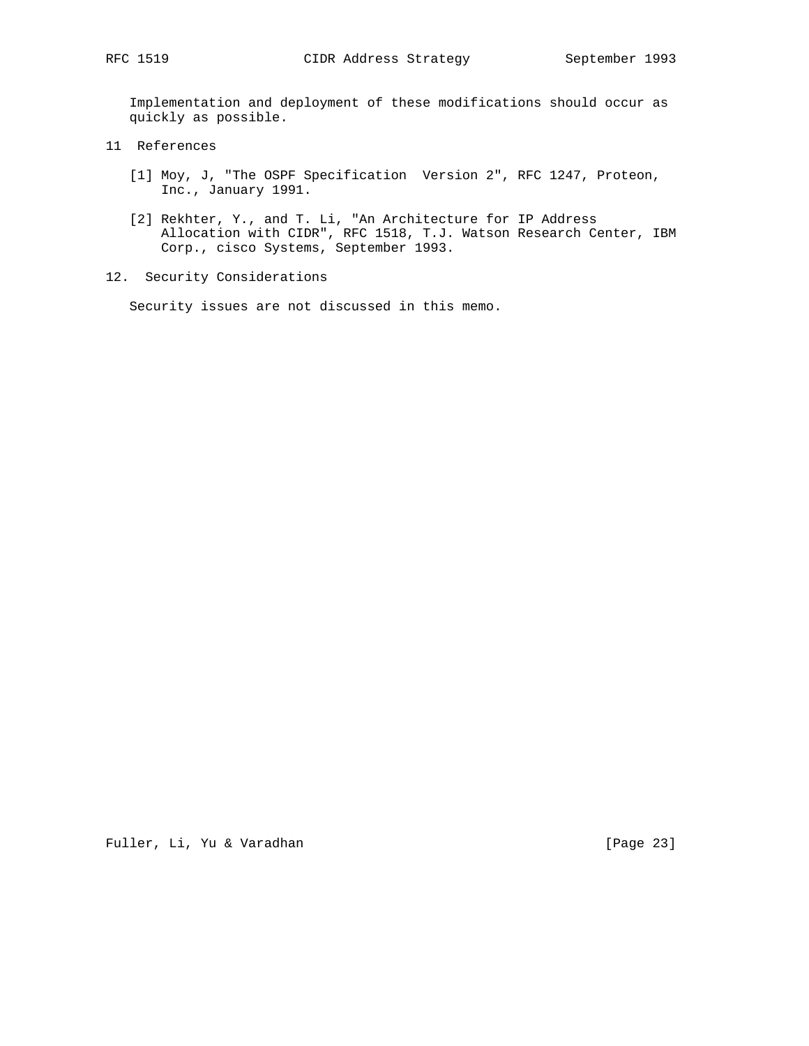Implementation and deployment of these modifications should occur as quickly as possible.

## 11 References

[1] Moy, J, "The OSPF Specification  Version 2", RFC 1247, Proteon, Inc., January 1991.

[2] Rekhter, Y., and T. Li, "An Architecture for IP Address Allocation with CIDR", RFC 1518, T.J. Watson Research Center, IBM Corp., cisco Systems, September 1993.

## 12. Security Considerations

Security issues are not discussed in this memo.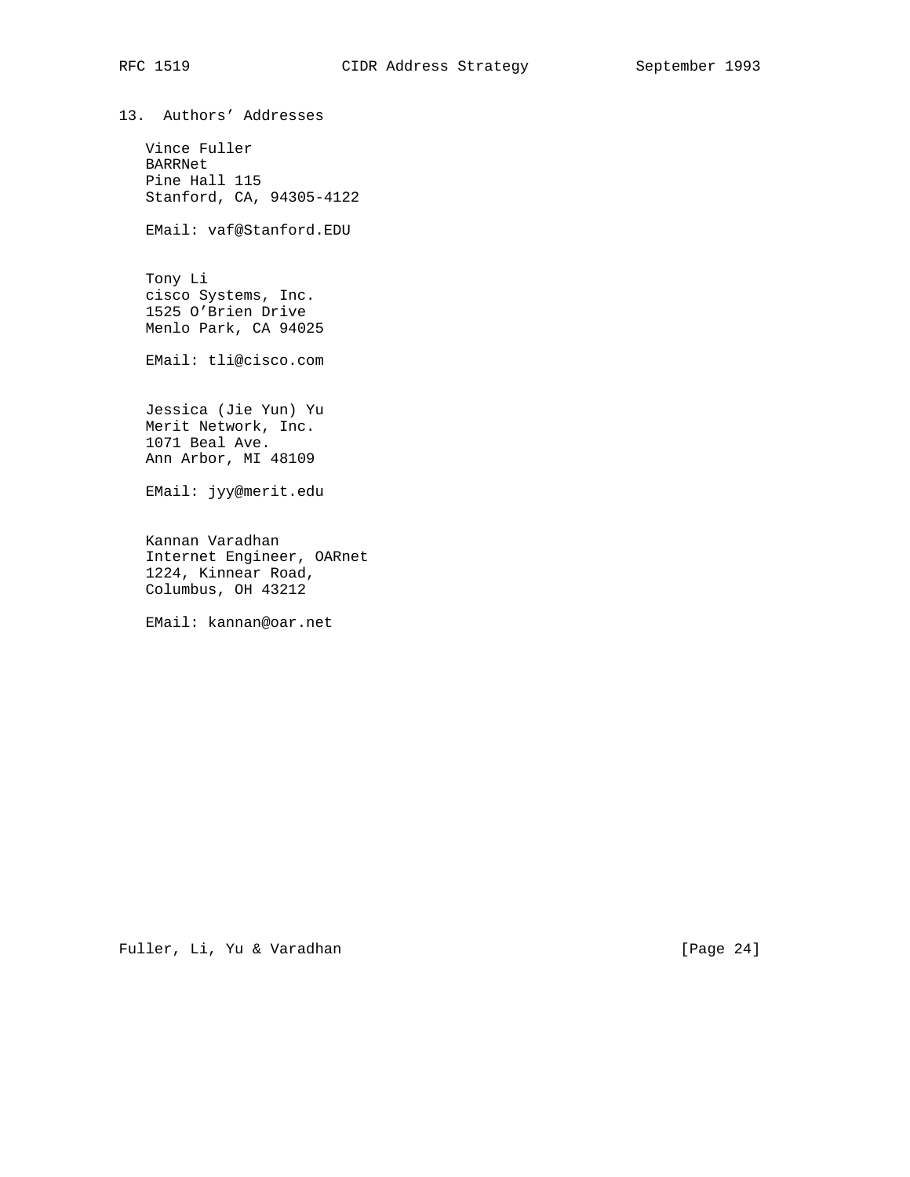## 13. Authors' Addresses

Vince Fuller
BARRNet
Pine Hall 115
Stanford, CA, 94305-4122

EMail: vaf@Stanford.EDU

Tony Li
cisco Systems, Inc.
1525 O'Brien Drive
Menlo Park, CA 94025

EMail: tli@cisco.com

Jessica (Jie Yun) Yu
Merit Network, Inc.
1071 Beal Ave.
Ann Arbor, MI 48109

EMail: jyy@merit.edu

Kannan Varadhan
Internet Engineer, OARnet
1224, Kinnear Road,
Columbus, OH 43212

EMail: kannan@oar.net